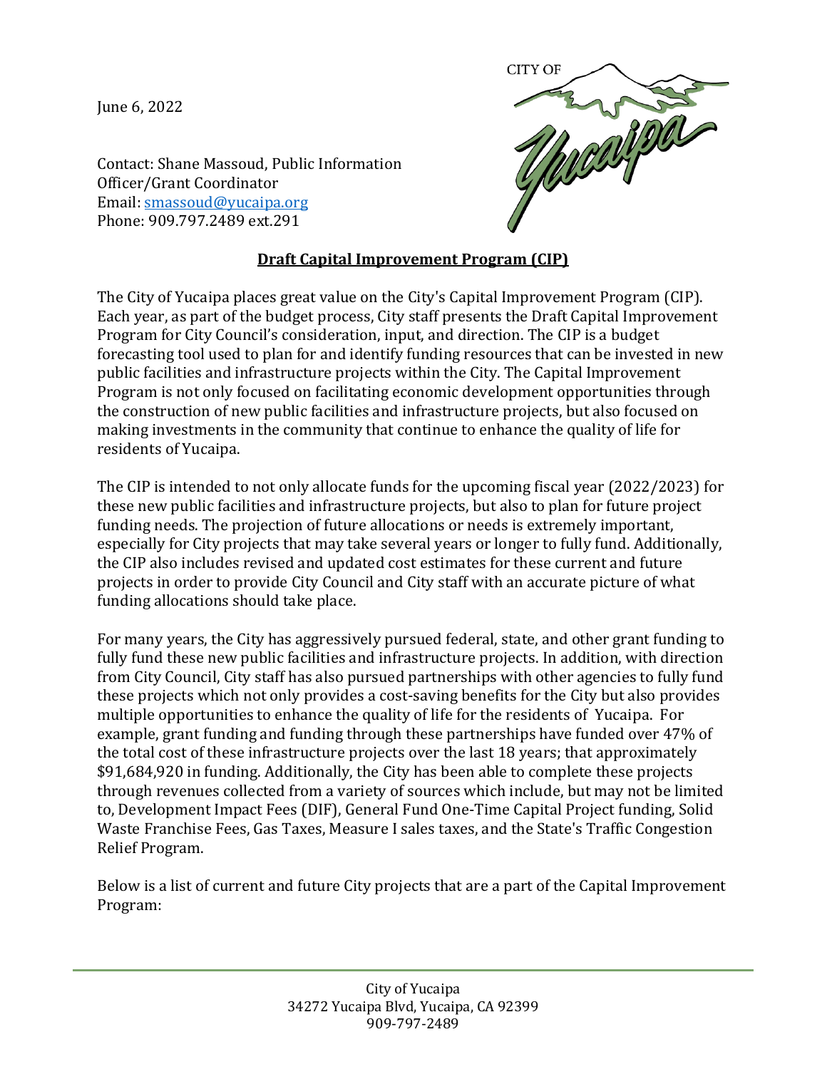June 6, 2022

Contact: Shane Massoud, Public Information Officer/Grant Coordinator
Email: smassoud@yucaipa.org
Phone: 909.797.2489 ext.291

## Draft Capital Improvement Program (CIP)

The City of Yucaipa places great value on the City's Capital Improvement Program (CIP). Each year, as part of the budget process, City staff presents the Draft Capital Improvement Program for City Council's consideration, input, and direction. The CIP is a budget forecasting tool used to plan for and identify funding resources that can be invested in new public facilities and infrastructure projects within the City. The Capital Improvement Program is not only focused on facilitating economic development opportunities through the construction of new public facilities and infrastructure projects, but also focused on making investments in the community that continue to enhance the quality of life for residents of Yucaipa.

The CIP is intended to not only allocate funds for the upcoming fiscal year (2022/2023) for these new public facilities and infrastructure projects, but also to plan for future project funding needs. The projection of future allocations or needs is extremely important, especially for City projects that may take several years or longer to fully fund. Additionally, the CIP also includes revised and updated cost estimates for these current and future projects in order to provide City Council and City staff with an accurate picture of what funding allocations should take place.

For many years, the City has aggressively pursued federal, state, and other grant funding to fully fund these new public facilities and infrastructure projects. In addition, with direction from City Council, City staff has also pursued partnerships with other agencies to fully fund these projects which not only provides a cost-saving benefits for the City but also provides multiple opportunities to enhance the quality of life for the residents of Yucaipa. For example, grant funding and funding through these partnerships have funded over 47% of the total cost of these infrastructure projects over the last 18 years; that approximately $91,684,920 in funding. Additionally, the City has been able to complete these projects through revenues collected from a variety of sources which include, but may not be limited to, Development Impact Fees (DIF), General Fund One-Time Capital Project funding, Solid Waste Franchise Fees, Gas Taxes, Measure I sales taxes, and the State's Traffic Congestion Relief Program.

Below is a list of current and future City projects that are a part of the Capital Improvement Program: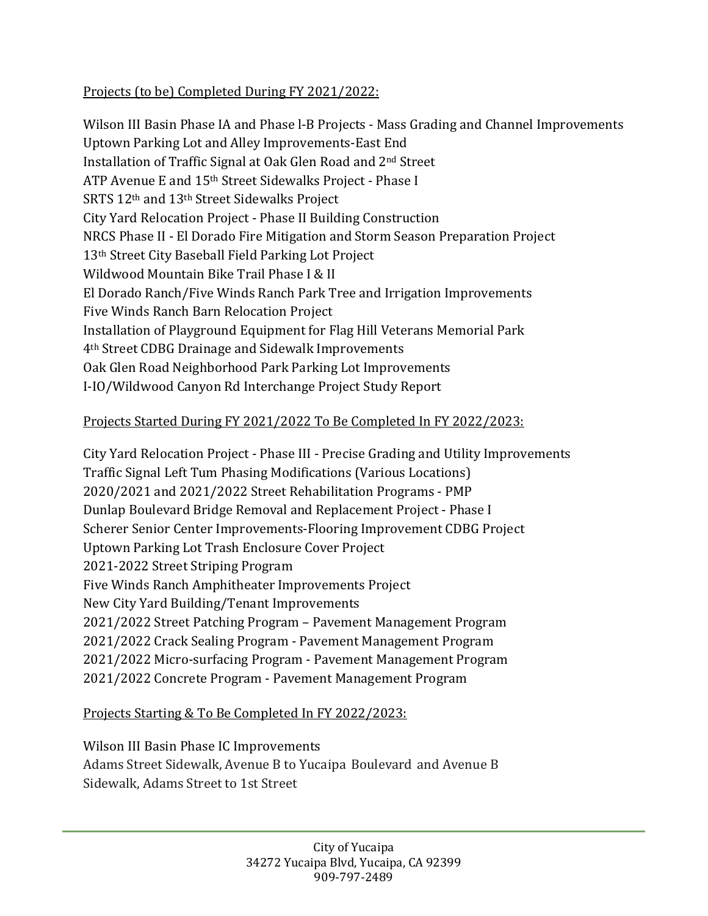Projects (to be) Completed During FY 2021/2022:

Wilson III Basin Phase IA and Phase l-B Projects - Mass Grading and Channel Improvements
Uptown Parking Lot and Alley Improvements-East End
Installation of Traffic Signal at Oak Glen Road and 2nd Street
ATP Avenue E and 15th Street Sidewalks Project - Phase I
SRTS 12th and 13th Street Sidewalks Project
City Yard Relocation Project - Phase II Building Construction
NRCS Phase II - El Dorado Fire Mitigation and Storm Season Preparation Project
13th Street City Baseball Field Parking Lot Project
Wildwood Mountain Bike Trail Phase I & II
El Dorado Ranch/Five Winds Ranch Park Tree and Irrigation Improvements
Five Winds Ranch Barn Relocation Project
Installation of Playground Equipment for Flag Hill Veterans Memorial Park
4th Street CDBG Drainage and Sidewalk Improvements
Oak Glen Road Neighborhood Park Parking Lot Improvements
I-IO/Wildwood Canyon Rd Interchange Project Study Report

Projects Started During FY 2021/2022 To Be Completed In FY 2022/2023:

City Yard Relocation Project - Phase III - Precise Grading and Utility Improvements
Traffic Signal Left Tum Phasing Modifications (Various Locations)
2020/2021 and 2021/2022 Street Rehabilitation Programs - PMP
Dunlap Boulevard Bridge Removal and Replacement Project - Phase I
Scherer Senior Center Improvements-Flooring Improvement CDBG Project
Uptown Parking Lot Trash Enclosure Cover Project
2021-2022 Street Striping Program
Five Winds Ranch Amphitheater Improvements Project
New City Yard Building/Tenant Improvements
2021/2022 Street Patching Program – Pavement Management Program
2021/2022 Crack Sealing Program - Pavement Management Program
2021/2022 Micro-surfacing Program - Pavement Management Program
2021/2022 Concrete Program - Pavement Management Program

Projects Starting & To Be Completed In FY 2022/2023:

Wilson III Basin Phase IC Improvements
Adams Street Sidewalk, Avenue B to Yucaipa Boulevard and Avenue B Sidewalk, Adams Street to 1st Street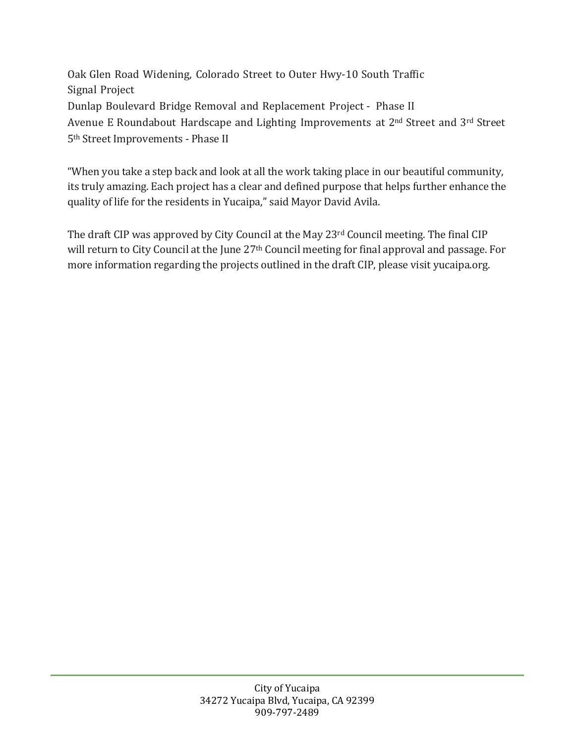Oak Glen Road Widening, Colorado Street to Outer Hwy-10 South Traffic Signal Project
Dunlap Boulevard Bridge Removal and Replacement Project - Phase II
Avenue E Roundabout Hardscape and Lighting Improvements at 2nd Street and 3rd Street
5th Street Improvements - Phase II

"When you take a step back and look at all the work taking place in our beautiful community, its truly amazing. Each project has a clear and defined purpose that helps further enhance the quality of life for the residents in Yucaipa," said Mayor David Avila.

The draft CIP was approved by City Council at the May 23rd Council meeting. The final CIP will return to City Council at the June 27th Council meeting for final approval and passage. For more information regarding the projects outlined in the draft CIP, please visit yucaipa.org.